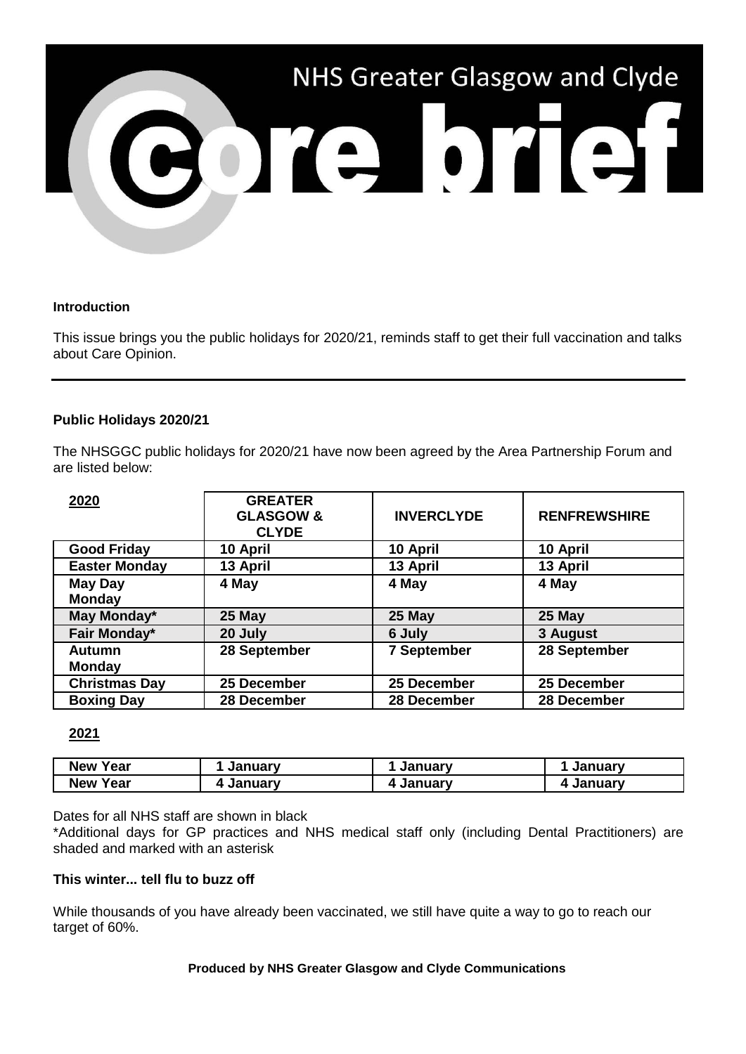# NHS Greater Glasgow and Clyde

# Core brief

**Introduction**

This issue brings you the public holidays for 2020/21, reminds staff to get their full vaccination and talks about Care Opinion.

---

**Public Holidays 2020/21**

The NHSGGC public holidays for 2020/21 have now been agreed by the Area Partnership Forum and are listed below:

| **2020** | **GREATER GLASGOW & CLYDE** | **INVERCLYDE** | **RENFREWSHIRE** |
|---|---|---|---|
| **Good Friday** | **10 April** | **10 April** | **10 April** |
| **Easter Monday** | **13 April** | **13 April** | **13 April** |
| **May Day Monday** | **4 May** | **4 May** | **4 May** |
| **May Monday*** | **25 May** | **25 May** | **25 May** |
| **Fair Monday*** | **20 July** | **6 July** | **3 August** |
| **Autumn Monday** | **28 September** | **7 September** | **28 September** |
| **Christmas Day** | **25 December** | **25 December** | **25 December** |
| **Boxing Day** | **28 December** | **28 December** | **28 December** |
| **2021** | | | |
| **New Year** | **1 January** | **1 January** | **1 January** |
| **New Year** | **4 January** | **4 January** | **4 January** |

Dates for all NHS staff are shown in black

*Additional days for GP practices and NHS medical staff only (including Dental Practitioners) are shaded and marked with an asterisk

**This winter... tell flu to buzz off**

While thousands of you have already been vaccinated, we still have quite a way to go to reach our target of 60%.

**Produced by NHS Greater Glasgow and Clyde Communications**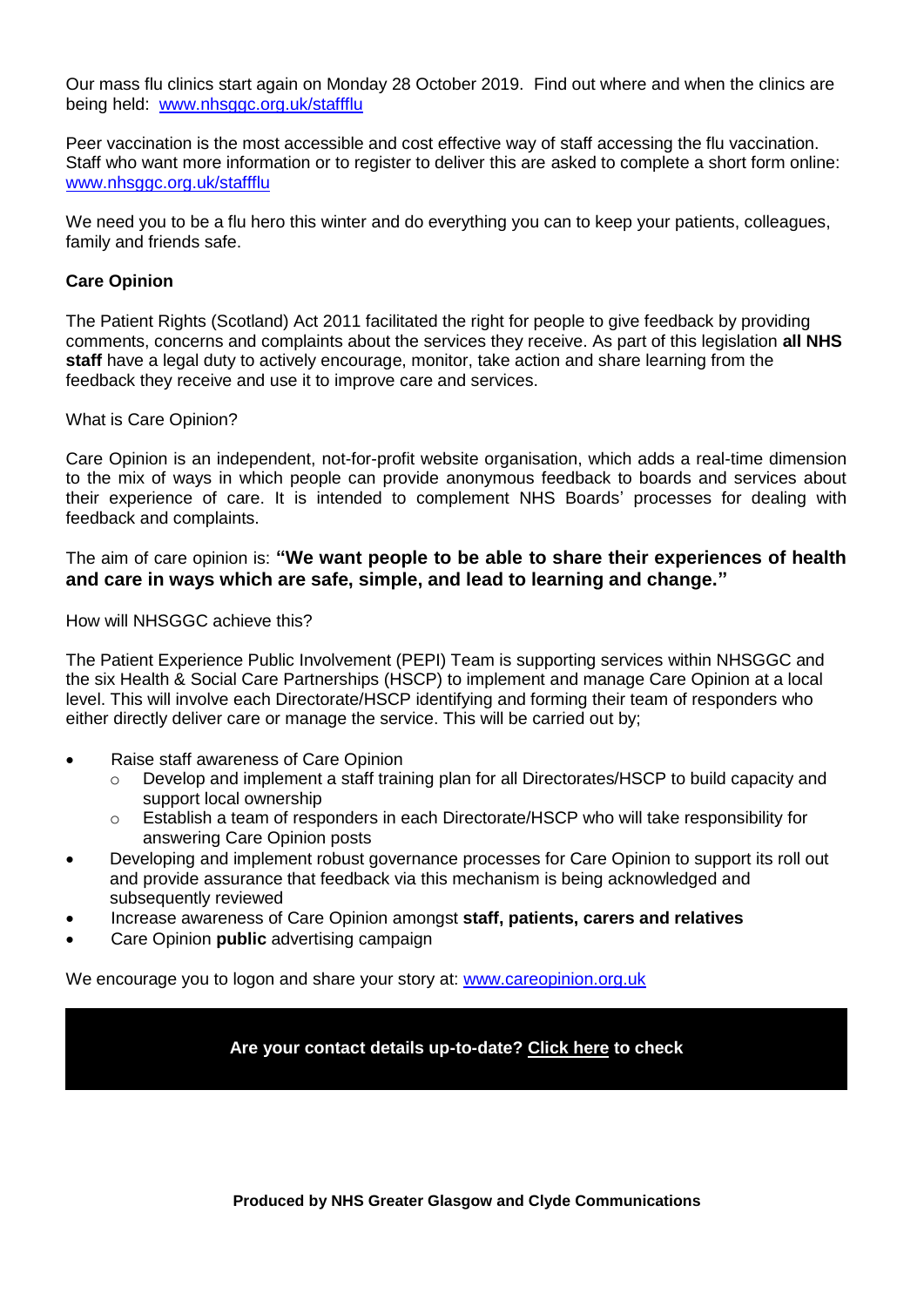Our mass flu clinics start again on Monday 28 October 2019. Find out where and when the clinics are being held: [www.nhsggc.org.uk/staffflu](http://www.nhsggc.org.uk/staffflu)

Peer vaccination is the most accessible and cost effective way of staff accessing the flu vaccination. Staff who want more information or to register to deliver this are asked to complete a short form online: [www.nhsggc.org.uk/staffflu](http://www.nhsggc.org.uk/staffflu)

We need you to be a flu hero this winter and do everything you can to keep your patients, colleagues, family and friends safe.

**Care Opinion**

The Patient Rights (Scotland) Act 2011 facilitated the right for people to give feedback by providing comments, concerns and complaints about the services they receive. As part of this legislation **all NHS staff** have a legal duty to actively encourage, monitor, take action and share learning from the feedback they receive and use it to improve care and services.

What is Care Opinion?

Care Opinion is an independent, not-for-profit website organisation, which adds a real-time dimension to the mix of ways in which people can provide anonymous feedback to boards and services about their experience of care. It is intended to complement NHS Boards' processes for dealing with feedback and complaints.

The aim of care opinion is: **"We want people to be able to share their experiences of health and care in ways which are safe, simple, and lead to learning and change."**

How will NHSGGC achieve this?

The Patient Experience Public Involvement (PEPI) Team is supporting services within NHSGGC and the six Health & Social Care Partnerships (HSCP) to implement and manage Care Opinion at a local level. This will involve each Directorate/HSCP identifying and forming their team of responders who either directly deliver care or manage the service. This will be carried out by;

- Raise staff awareness of Care Opinion
  - Develop and implement a staff training plan for all Directorates/HSCP to build capacity and support local ownership
  - Establish a team of responders in each Directorate/HSCP who will take responsibility for answering Care Opinion posts
- Developing and implement robust governance processes for Care Opinion to support its roll out and provide assurance that feedback via this mechanism is being acknowledged and subsequently reviewed
- Increase awareness of Care Opinion amongst **staff, patients, carers and relatives**
- Care Opinion **public** advertising campaign

We encourage you to logon and share your story at: [www.careopinion.org.uk](http://www.careopinion.org.uk)

**Are your contact details up-to-date? Click here to check**

**Produced by NHS Greater Glasgow and Clyde Communications**